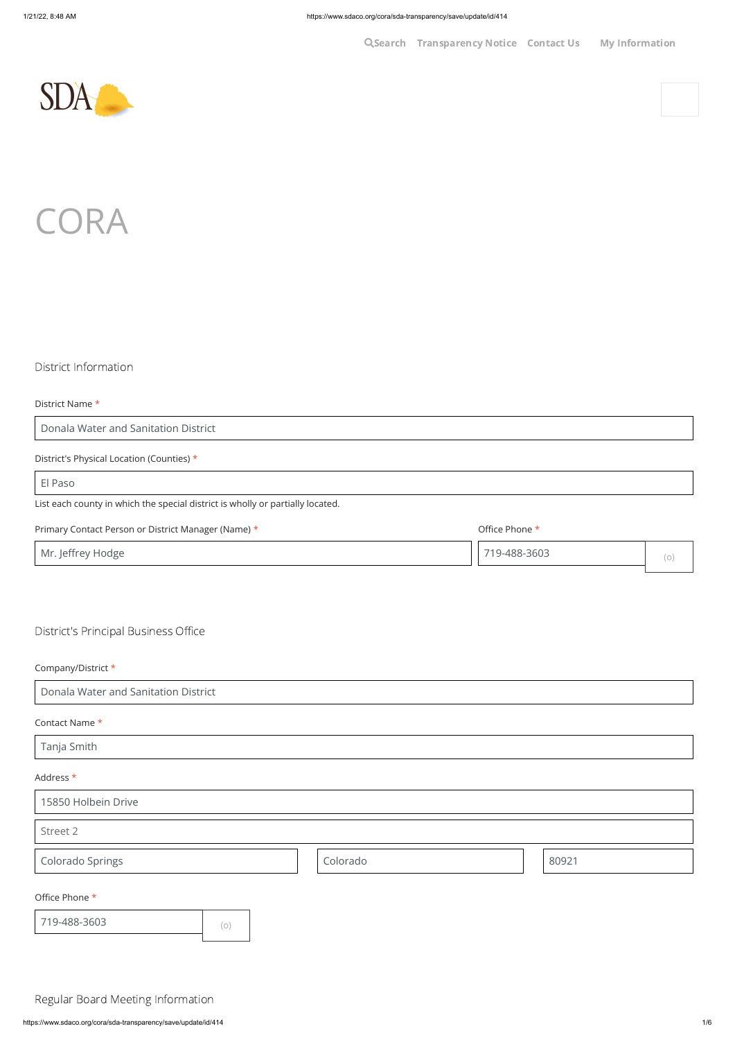Search Transparency Notice Contact Us My Information

SDA

# CORA

## District Information

District Name *

Donala Water and Sanitation District

District's Physical Location (Counties) *

El Paso

List each county in which the special district is wholly or partially located.

Primary Contact Person or District Manager (Name) *

Mr. Jeffrey Hodge

Office Phone *

719-488-3603 (o)

## District's Principal Business Office

Company/District *

Donala Water and Sanitation District

Contact Name *

Tanja Smith

Address *

15850 Holbein Drive

Street 2

Colorado Springs | Colorado | 80921

Office Phone *

719-488-3603 (o)

## Regular Board Meeting Information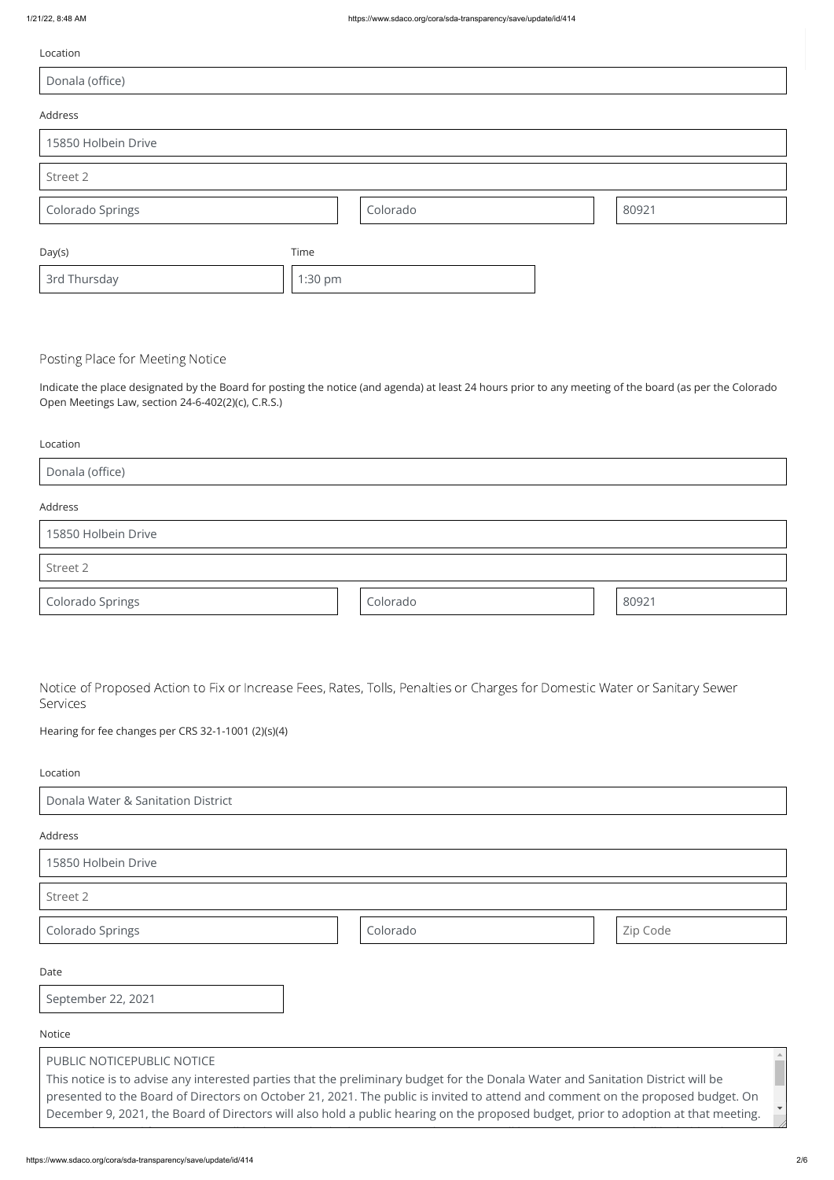Location

Donala (office)

Address

15850 Holbein Drive

Street 2

Colorado Springs | Colorado | 80921

Day(s): 3rd Thursday

Time: 1:30 pm

## Posting Place for Meeting Notice

Indicate the place designated by the Board for posting the notice (and agenda) at least 24 hours prior to any meeting of the board (as per the Colorado Open Meetings Law, section 24-6-402(2)(c), C.R.S.)

Location

Donala (office)

Address

15850 Holbein Drive

Street 2

Colorado Springs | Colorado | 80921

## Notice of Proposed Action to Fix or Increase Fees, Rates, Tolls, Penalties or Charges for Domestic Water or Sanitary Sewer Services

Hearing for fee changes per CRS 32-1-1001 (2)(s)(4)

Location

Donala Water & Sanitation District

Address

15850 Holbein Drive

Street 2

Colorado Springs | Colorado | Zip Code

Date

September 22, 2021

Notice

PUBLIC NOTICEPUBLIC NOTICE
This notice is to advise any interested parties that the preliminary budget for the Donala Water and Sanitation District will be presented to the Board of Directors on October 21, 2021. The public is invited to attend and comment on the proposed budget. On December 9, 2021, the Board of Directors will also hold a public hearing on the proposed budget, prior to adoption at that meeting.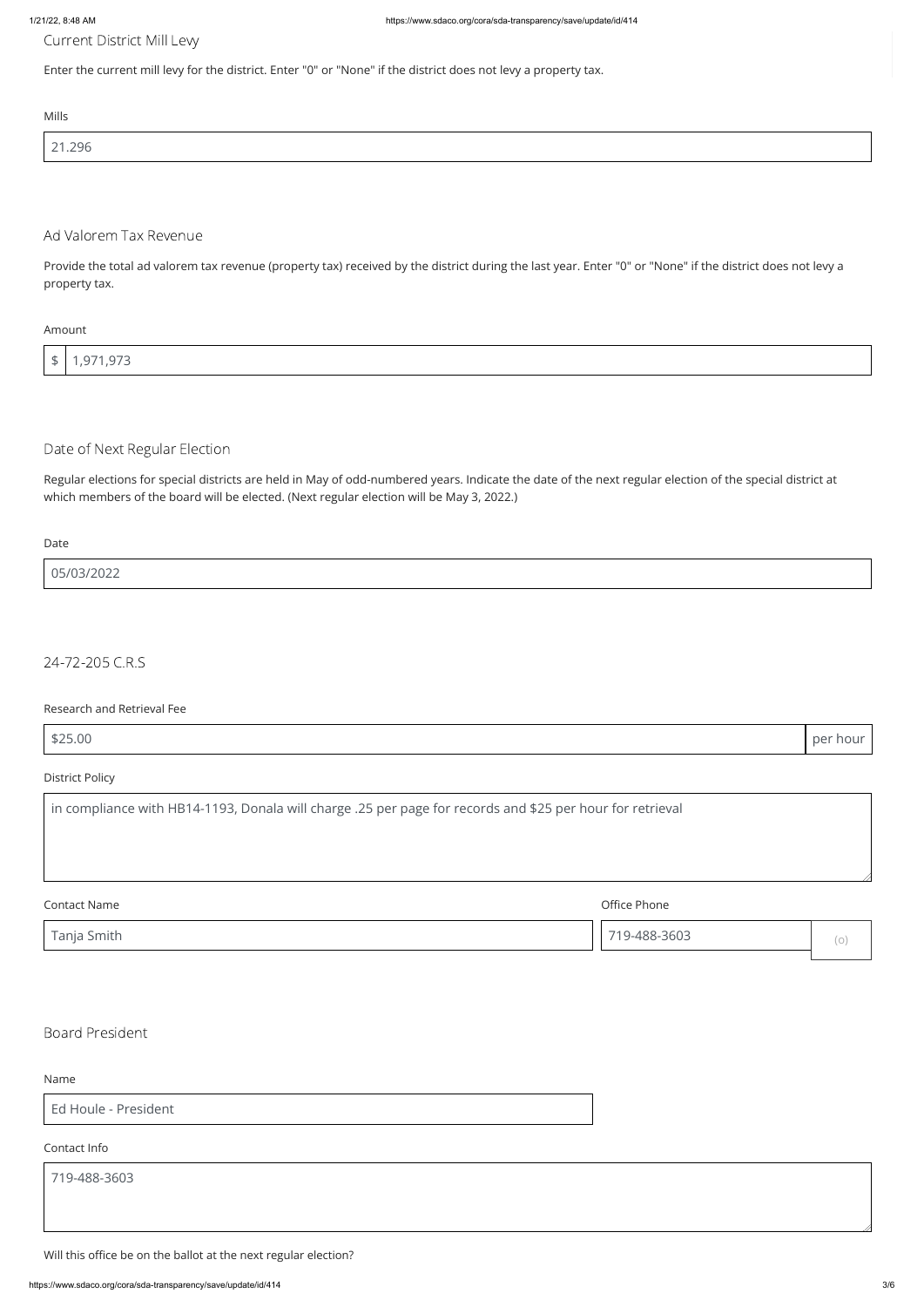## Current District Mill Levy

Enter the current mill levy for the district. Enter "0" or "None" if the district does not levy a property tax.

Mills

21.296

## Ad Valorem Tax Revenue

Provide the total ad valorem tax revenue (property tax) received by the district during the last year. Enter "0" or "None" if the district does not levy a property tax.

Amount

$ 1,971,973

## Date of Next Regular Election

Regular elections for special districts are held in May of odd-numbered years. Indicate the date of the next regular election of the special district at which members of the board will be elected. (Next regular election will be May 3, 2022.)

Date

05/03/2022

## 24-72-205 C.R.S

Research and Retrieval Fee

$25.00 per hour

District Policy

in compliance with HB14-1193, Donala will charge .25 per page for records and $25 per hour for retrieval

Contact Name

Tanja Smith

Office Phone

719-488-3603 (o)

## Board President

Name

Ed Houle - President

Contact Info

719-488-3603

Will this office be on the ballot at the next regular election?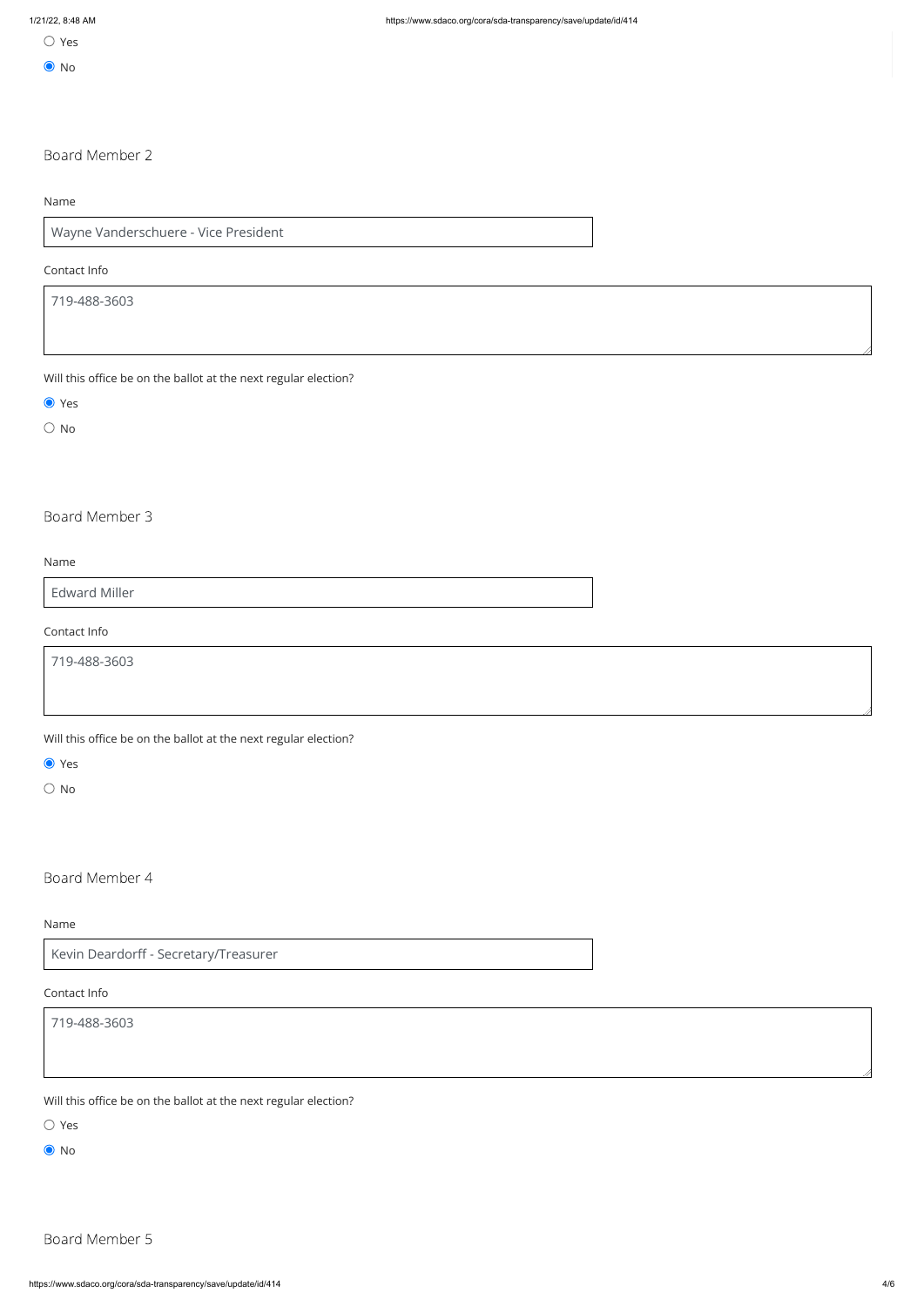- ○ Yes
- ● No

## Board Member 2

Name

Wayne Vanderschuere - Vice President

Contact Info

719-488-3603

Will this office be on the ballot at the next regular election?

- ● Yes
- ○ No

## Board Member 3

Name

Edward Miller

Contact Info

719-488-3603

Will this office be on the ballot at the next regular election?

- ● Yes
- ○ No

## Board Member 4

Name

Kevin Deardorff - Secretary/Treasurer

Contact Info

719-488-3603

Will this office be on the ballot at the next regular election?

- ○ Yes
- ● No

## Board Member 5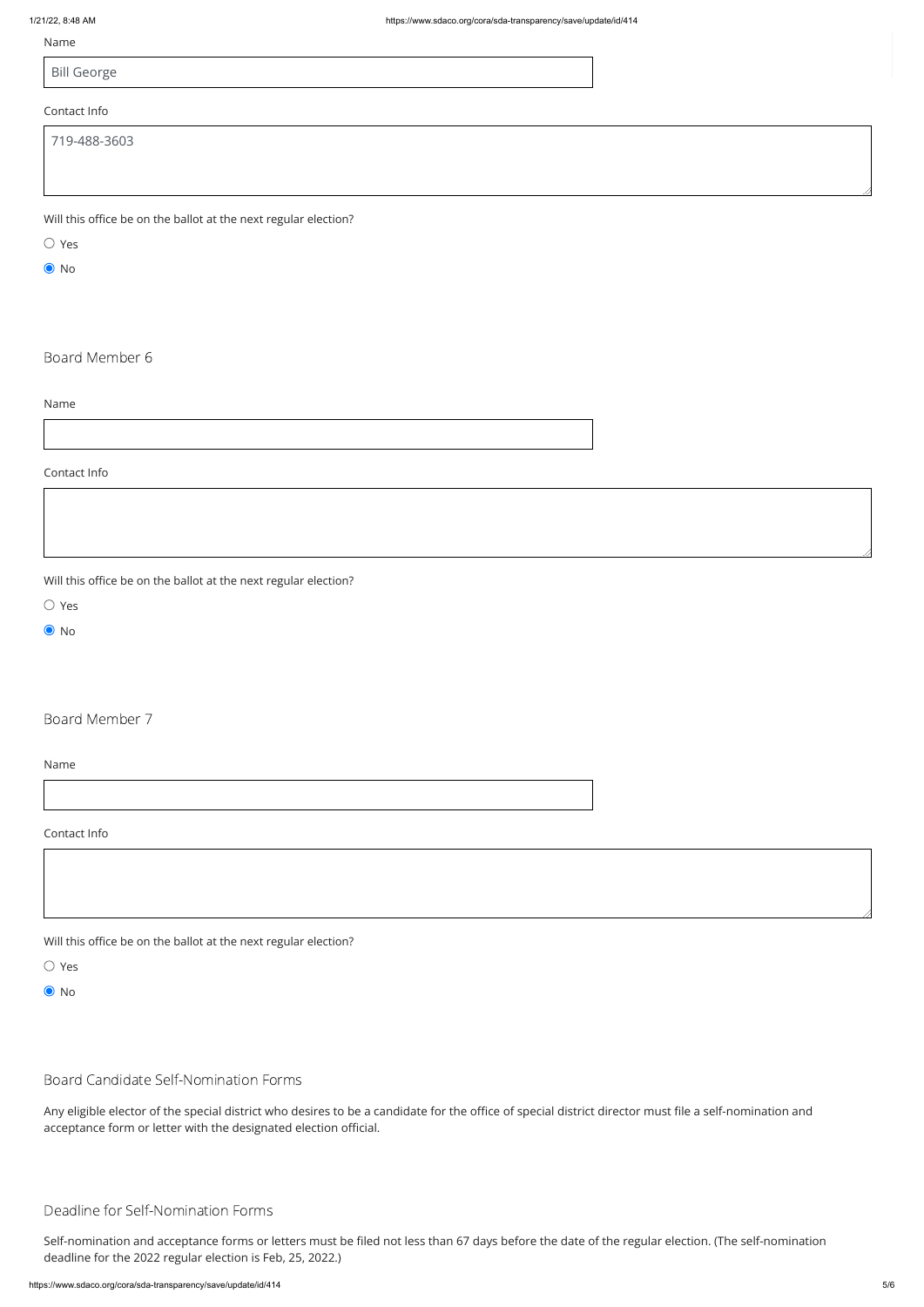Name

Bill George

Contact Info

719-488-3603

Will this office be on the ballot at the next regular election?

- ○ Yes
- ◉ No

### Board Member 6

Name

Contact Info

Will this office be on the ballot at the next regular election?

- ○ Yes
- ◉ No

### Board Member 7

Name

Contact Info

Will this office be on the ballot at the next regular election?

- ○ Yes
- ◉ No

### Board Candidate Self-Nomination Forms

Any eligible elector of the special district who desires to be a candidate for the office of special district director must file a self-nomination and acceptance form or letter with the designated election official.

### Deadline for Self-Nomination Forms

Self-nomination and acceptance forms or letters must be filed not less than 67 days before the date of the regular election. (The self-nomination deadline for the 2022 regular election is Feb, 25, 2022.)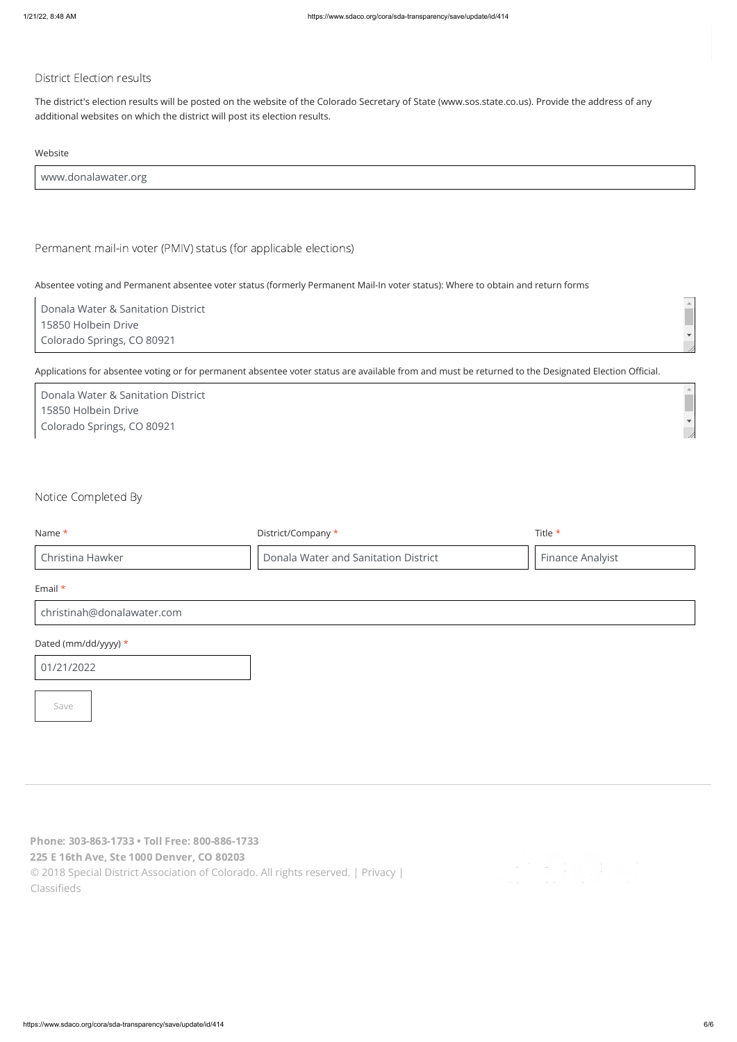## District Election results

The district's election results will be posted on the website of the Colorado Secretary of State (www.sos.state.co.us). Provide the address of any additional websites on which the district will post its election results.

Website

www.donalawater.org

## Permanent mail-in voter (PMIV) status (for applicable elections)

Absentee voting and Permanent absentee voter status (formerly Permanent Mail-In voter status): Where to obtain and return forms

Donala Water & Sanitation District
15850 Holbein Drive
Colorado Springs, CO 80921

Applications for absentee voting or for permanent absentee voter status are available from and must be returned to the Designated Election Official.

Donala Water & Sanitation District
15850 Holbein Drive
Colorado Springs, CO 80921

## Notice Completed By

| Name * | District/Company * | Title * |
| --- | --- | --- |
| Christina Hawker | Donala Water and Sanitation District | Finance Analyist |

Email *

christinah@donalawater.com

Dated (mm/dd/yyyy) *

01/21/2022

Save

**Phone: 303-863-1733 • Toll Free: 800-886-1733**
**225 E 16th Ave, Ste 1000 Denver, CO 80203**
© 2018 Special District Association of Colorado. All rights reserved. | Privacy | Classifieds